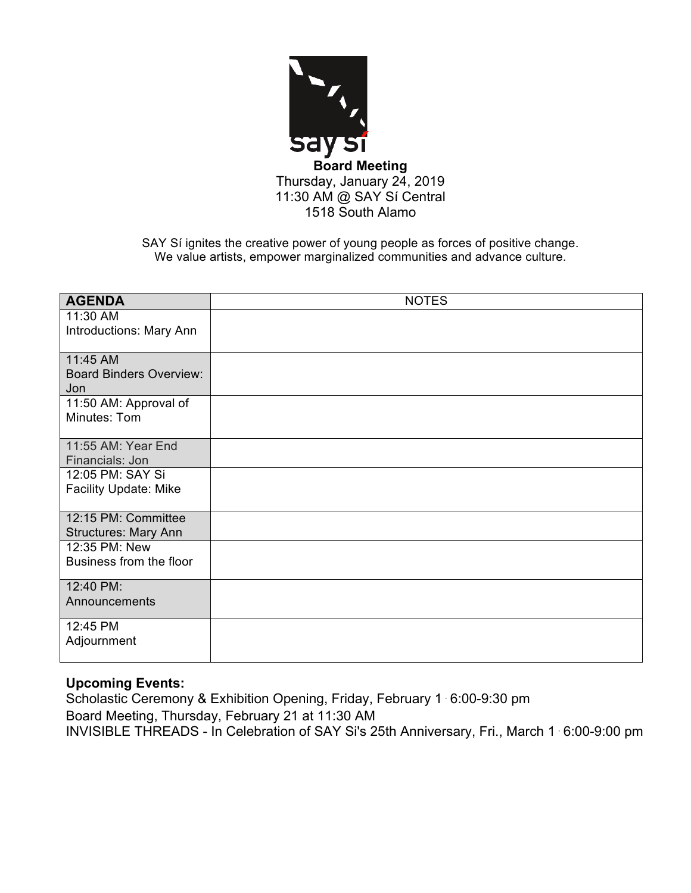# Board Meeting

Thursday, January 24, 2019
11:30 AM @ SAY Sí Central
1518 South Alamo

SAY Sí ignites the creative power of young people as forces of positive change.
We value artists, empower marginalized communities and advance culture.

| AGENDA | NOTES |
|---|---|
| 11:30 AM<br>Introductions: Mary Ann | |
| 11:45 AM<br>Board Binders Overview: Jon | |
| 11:50 AM: Approval of Minutes: Tom | |
| 11:55 AM: Year End Financials: Jon | |
| 12:05 PM: SAY Si Facility Update: Mike | |
| 12:15 PM: Committee Structures: Mary Ann | |
| 12:35 PM: New Business from the floor | |
| 12:40 PM: Announcements | |
| 12:45 PM<br>Adjournment | |

**Upcoming Events:**

Scholastic Ceremony & Exhibition Opening, Friday, February 1 · 6:00-9:30 pm
Board Meeting, Thursday, February 21 at 11:30 AM
INVISIBLE THREADS - In Celebration of SAY Si's 25th Anniversary, Fri., March 1 · 6:00-9:00 pm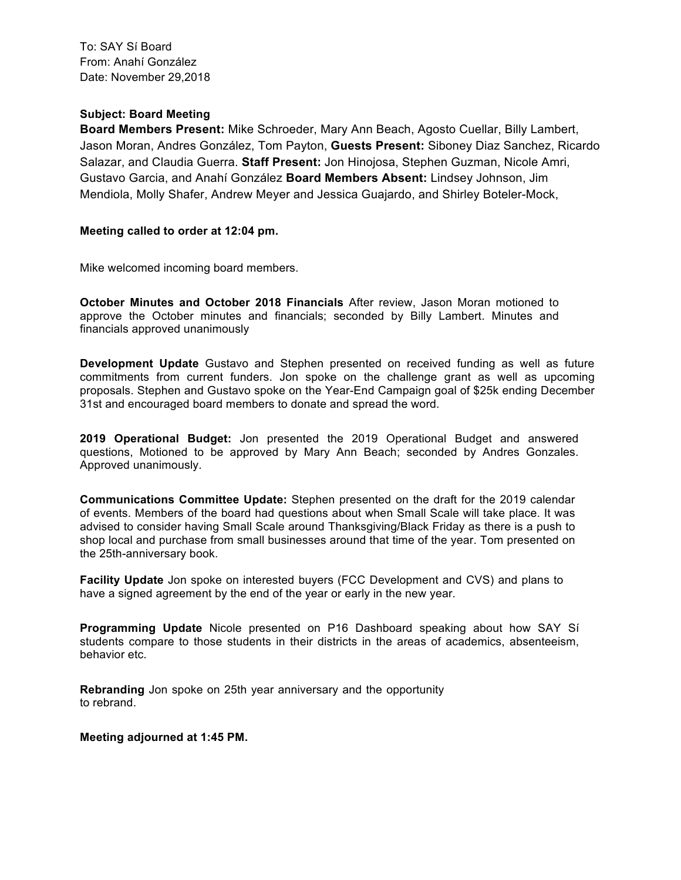To: SAY Sí Board
From: Anahí González
Date: November 29,2018

**Subject: Board Meeting**
**Board Members Present:** Mike Schroeder, Mary Ann Beach, Agosto Cuellar, Billy Lambert, Jason Moran, Andres González, Tom Payton, **Guests Present:** Siboney Diaz Sanchez, Ricardo Salazar, and Claudia Guerra. **Staff Present:** Jon Hinojosa, Stephen Guzman, Nicole Amri, Gustavo Garcia, and Anahí González **Board Members Absent:** Lindsey Johnson, Jim Mendiola, Molly Shafer, Andrew Meyer and Jessica Guajardo, and Shirley Boteler-Mock,

**Meeting called to order at 12:04 pm.**

Mike welcomed incoming board members.

**October Minutes and October 2018 Financials** After review, Jason Moran motioned to approve the October minutes and financials; seconded by Billy Lambert. Minutes and financials approved unanimously

**Development Update** Gustavo and Stephen presented on received funding as well as future commitments from current funders. Jon spoke on the challenge grant as well as upcoming proposals. Stephen and Gustavo spoke on the Year-End Campaign goal of $25k ending December 31st and encouraged board members to donate and spread the word.

**2019 Operational Budget:** Jon presented the 2019 Operational Budget and answered questions, Motioned to be approved by Mary Ann Beach; seconded by Andres Gonzales. Approved unanimously.

**Communications Committee Update:** Stephen presented on the draft for the 2019 calendar of events. Members of the board had questions about when Small Scale will take place. It was advised to consider having Small Scale around Thanksgiving/Black Friday as there is a push to shop local and purchase from small businesses around that time of the year. Tom presented on the 25th-anniversary book.

**Facility Update** Jon spoke on interested buyers (FCC Development and CVS) and plans to have a signed agreement by the end of the year or early in the new year.

**Programming Update** Nicole presented on P16 Dashboard speaking about how SAY Sí students compare to those students in their districts in the areas of academics, absenteeism, behavior etc.

**Rebranding** Jon spoke on 25th year anniversary and the opportunity to rebrand.

**Meeting adjourned at 1:45 PM.**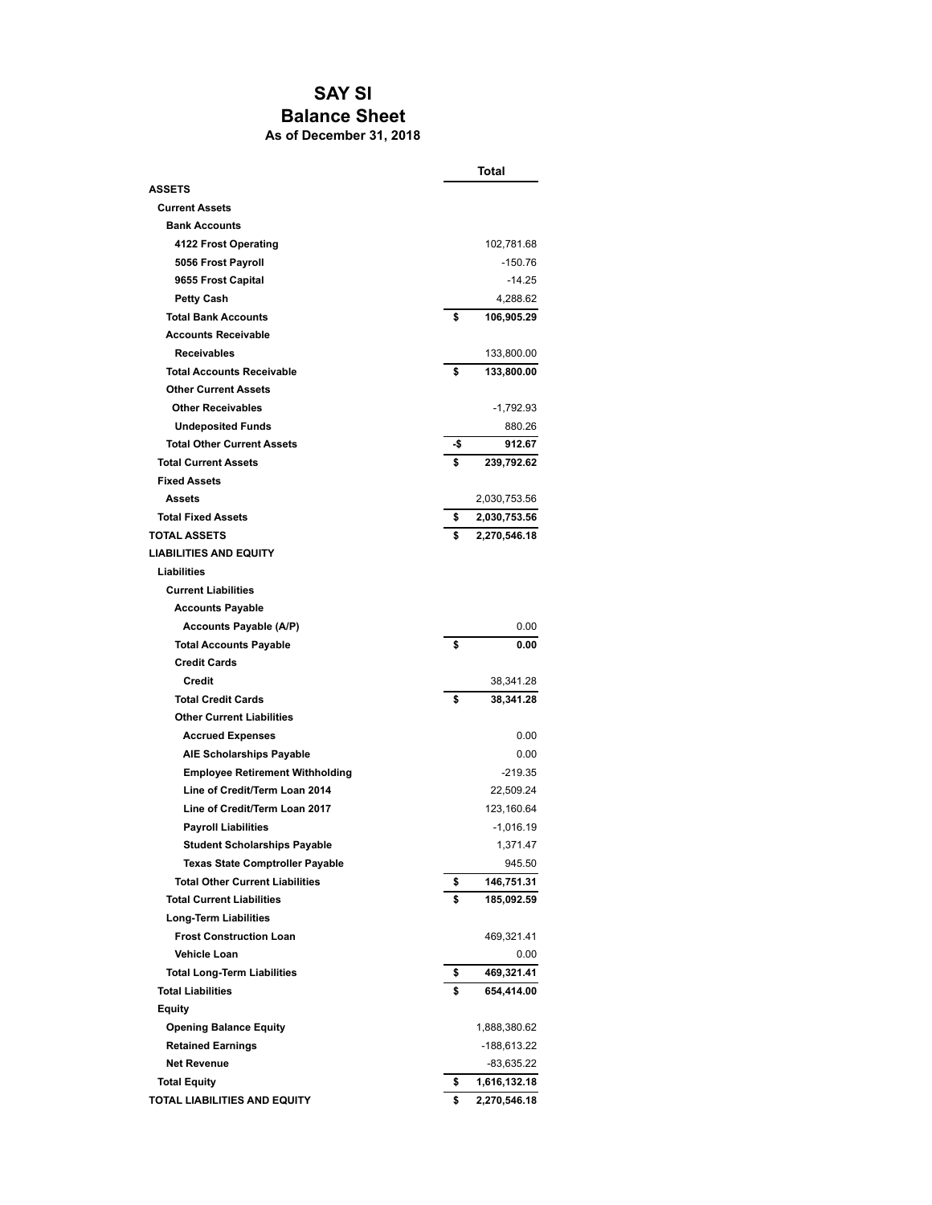# SAY SI

## Balance Sheet

### As of December 31, 2018

| | Total |
|---|---|
| **ASSETS** | |
| **Current Assets** | |
| **Bank Accounts** | |
| **4122 Frost Operating** | 102,781.68 |
| **5056 Frost Payroll** | -150.76 |
| **9655 Frost Capital** | -14.25 |
| **Petty Cash** | 4,288.62 |
| **Total Bank Accounts** | **$ 106,905.29** |
| **Accounts Receivable** | |
| **Receivables** | 133,800.00 |
| **Total Accounts Receivable** | **$ 133,800.00** |
| **Other Current Assets** | |
| **Other Receivables** | -1,792.93 |
| **Undeposited Funds** | 880.26 |
| **Total Other Current Assets** | **-$ 912.67** |
| **Total Current Assets** | **$ 239,792.62** |
| **Fixed Assets** | |
| **Assets** | 2,030,753.56 |
| **Total Fixed Assets** | **$ 2,030,753.56** |
| **TOTAL ASSETS** | **$ 2,270,546.18** |
| **LIABILITIES AND EQUITY** | |
| **Liabilities** | |
| **Current Liabilities** | |
| **Accounts Payable** | |
| **Accounts Payable (A/P)** | 0.00 |
| **Total Accounts Payable** | **$ 0.00** |
| **Credit Cards** | |
| **Credit** | 38,341.28 |
| **Total Credit Cards** | **$ 38,341.28** |
| **Other Current Liabilities** | |
| **Accrued Expenses** | 0.00 |
| **AIE Scholarships Payable** | 0.00 |
| **Employee Retirement Withholding** | -219.35 |
| **Line of Credit/Term Loan 2014** | 22,509.24 |
| **Line of Credit/Term Loan 2017** | 123,160.64 |
| **Payroll Liabilities** | -1,016.19 |
| **Student Scholarships Payable** | 1,371.47 |
| **Texas State Comptroller Payable** | 945.50 |
| **Total Other Current Liabilities** | **$ 146,751.31** |
| **Total Current Liabilities** | **$ 185,092.59** |
| **Long-Term Liabilities** | |
| **Frost Construction Loan** | 469,321.41 |
| **Vehicle Loan** | 0.00 |
| **Total Long-Term Liabilities** | **$ 469,321.41** |
| **Total Liabilities** | **$ 654,414.00** |
| **Equity** | |
| **Opening Balance Equity** | 1,888,380.62 |
| **Retained Earnings** | -188,613.22 |
| **Net Revenue** | -83,635.22 |
| **Total Equity** | **$ 1,616,132.18** |
| **TOTAL LIABILITIES AND EQUITY** | **$ 2,270,546.18** |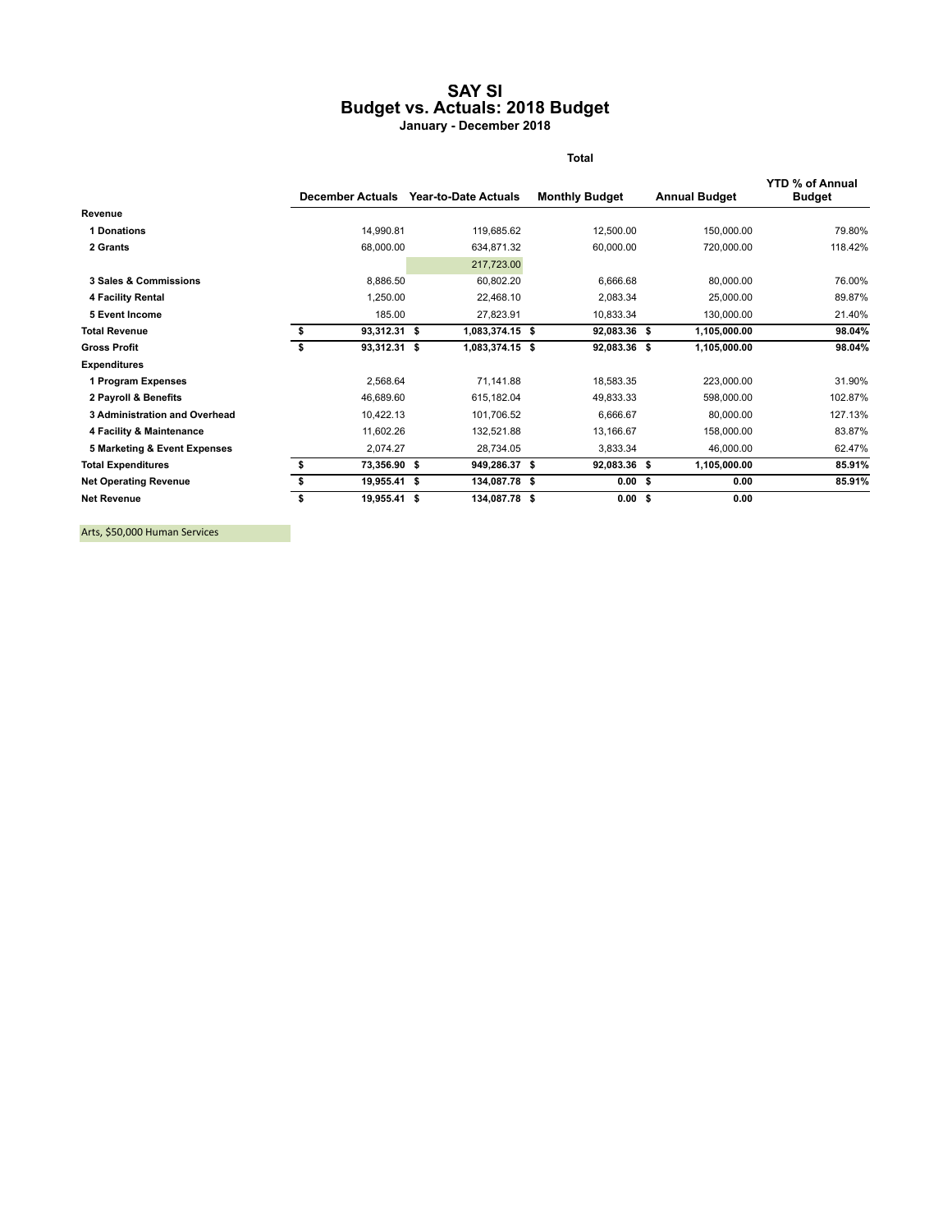# SAY SI
## Budget vs. Actuals: 2018 Budget
### January - December 2018

**Total**

| | December Actuals | Year-to-Date Actuals | Monthly Budget | Annual Budget | YTD % of Annual Budget |
|---|---|---|---|---|---|
| **Revenue** | | | | | |
| **1 Donations** | 14,990.81 | 119,685.62 | 12,500.00 | 150,000.00 | 79.80% |
| **2 Grants** | 68,000.00 | 634,871.32 | 60,000.00 | 720,000.00 | 118.42% |
| | | 217,723.00 | | | |
| **3 Sales & Commissions** | 8,886.50 | 60,802.20 | 6,666.68 | 80,000.00 | 76.00% |
| **4 Facility Rental** | 1,250.00 | 22,468.10 | 2,083.34 | 25,000.00 | 89.87% |
| **5 Event Income** | 185.00 | 27,823.91 | 10,833.34 | 130,000.00 | 21.40% |
| **Total Revenue** | **$ 93,312.31** | **$ 1,083,374.15** | **$ 92,083.36** | **$ 1,105,000.00** | **98.04%** |
| **Gross Profit** | **$ 93,312.31** | **$ 1,083,374.15** | **$ 92,083.36** | **$ 1,105,000.00** | **98.04%** |
| **Expenditures** | | | | | |
| **1 Program Expenses** | 2,568.64 | 71,141.88 | 18,583.35 | 223,000.00 | 31.90% |
| **2 Payroll & Benefits** | 46,689.60 | 615,182.04 | 49,833.33 | 598,000.00 | 102.87% |
| **3 Administration and Overhead** | 10,422.13 | 101,706.52 | 6,666.67 | 80,000.00 | 127.13% |
| **4 Facility & Maintenance** | 11,602.26 | 132,521.88 | 13,166.67 | 158,000.00 | 83.87% |
| **5 Marketing & Event Expenses** | 2,074.27 | 28,734.05 | 3,833.34 | 46,000.00 | 62.47% |
| **Total Expenditures** | **$ 73,356.90** | **$ 949,286.37** | **$ 92,083.36** | **$ 1,105,000.00** | **85.91%** |
| **Net Operating Revenue** | **$ 19,955.41** | **$ 134,087.78** | **$ 0.00** | **$ 0.00** | **85.91%** |
| **Net Revenue** | **$ 19,955.41** | **$ 134,087.78** | **$ 0.00** | **$ 0.00** | |

Arts, $50,000 Human Services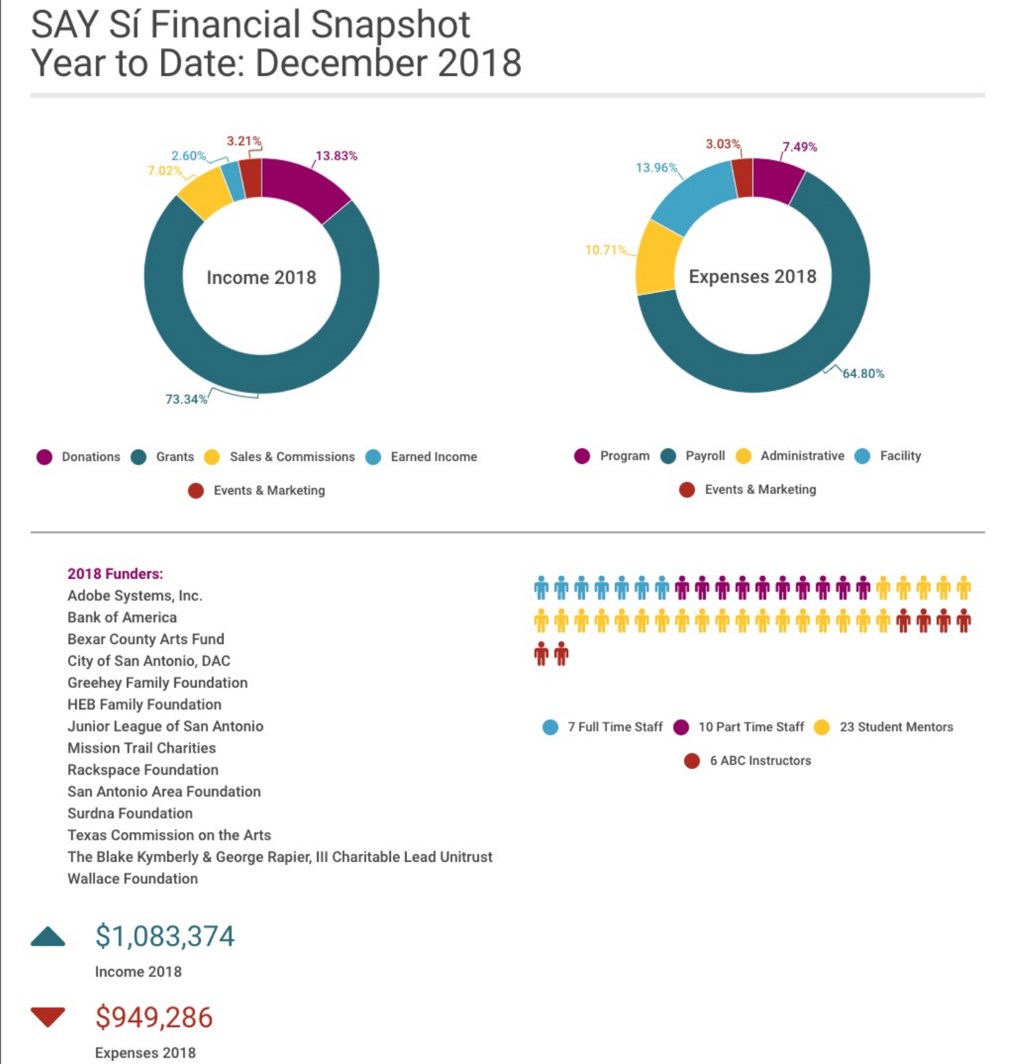# SAY Sí Financial Snapshot
# Year to Date: December 2018

**Income 2018**

| Category | Percentage |
| --- | --- |
| Donations | 13.83% |
| Grants | 73.34% |
| Sales & Commissions | 7.02% |
| Earned Income | 2.60% |
| Events & Marketing | 3.21% |

**Expenses 2018**

| Category | Percentage |
| --- | --- |
| Program | 7.49% |
| Payroll | 64.80% |
| Administrative | 10.71% |
| Facility | 13.96% |
| Events & Marketing | 3.03% |

**2018 Funders:**

Adobe Systems, Inc.
Bank of America
Bexar County Arts Fund
City of San Antonio, DAC
Greehey Family Foundation
HEB Family Foundation
Junior League of San Antonio
Mission Trail Charities
Rackspace Foundation
San Antonio Area Foundation
Surdna Foundation
Texas Commission on the Arts
The Blake Kymberly & George Rapier, III Charitable Lead Unitrust
Wallace Foundation

- 7 Full Time Staff
- 10 Part Time Staff
- 23 Student Mentors
- 6 ABC Instructors

**$1,083,374**
Income 2018

**$949,286**
Expenses 2018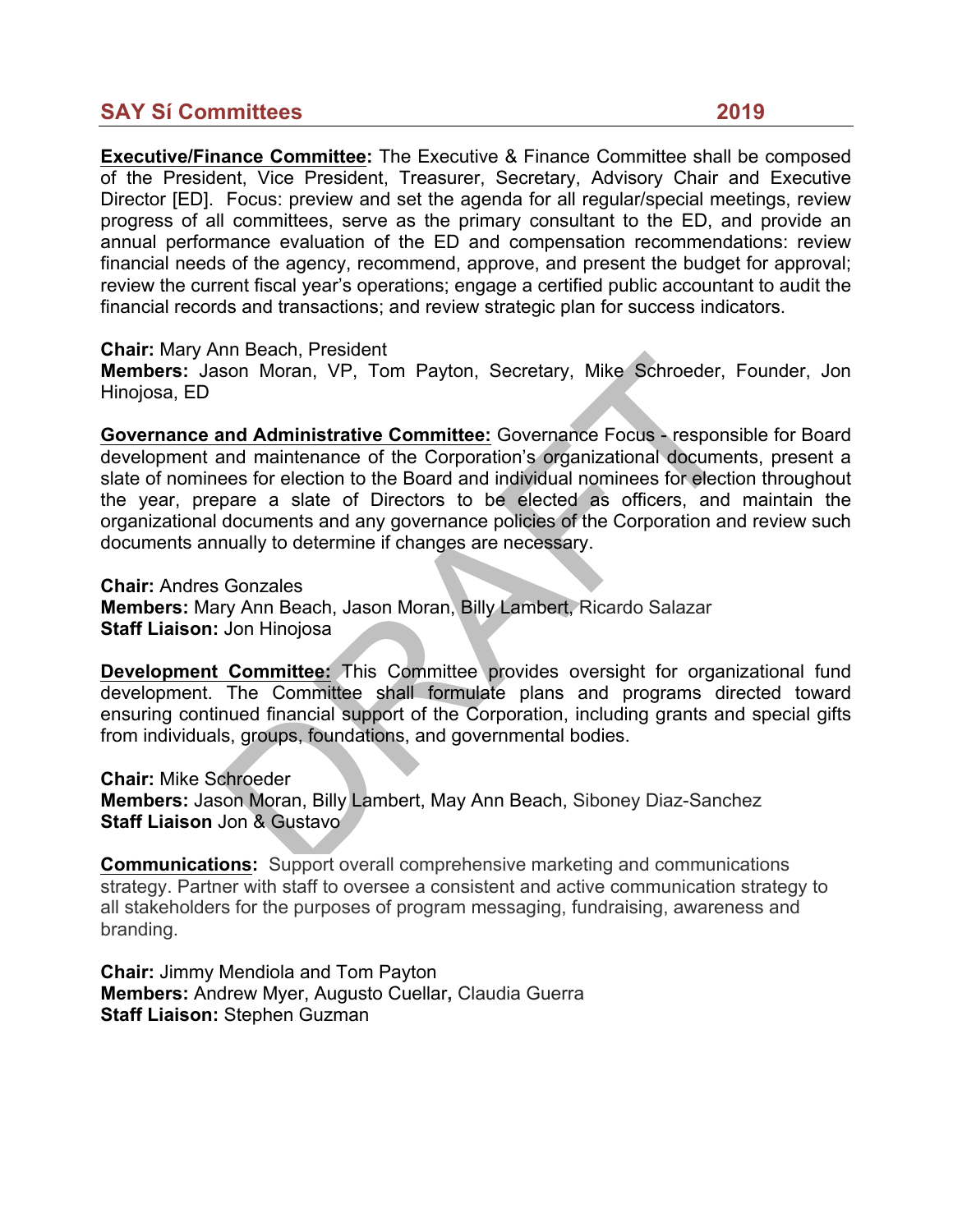## SAY Sí Committees 2019

**Executive/Finance Committee:** The Executive & Finance Committee shall be composed of the President, Vice President, Treasurer, Secretary, Advisory Chair and Executive Director [ED]. Focus: preview and set the agenda for all regular/special meetings, review progress of all committees, serve as the primary consultant to the ED, and provide an annual performance evaluation of the ED and compensation recommendations: review financial needs of the agency, recommend, approve, and present the budget for approval; review the current fiscal year's operations; engage a certified public accountant to audit the financial records and transactions; and review strategic plan for success indicators.

**Chair:** Mary Ann Beach, President
**Members:** Jason Moran, VP, Tom Payton, Secretary, Mike Schroeder, Founder, Jon Hinojosa, ED

**Governance and Administrative Committee:** Governance Focus - responsible for Board development and maintenance of the Corporation's organizational documents, present a slate of nominees for election to the Board and individual nominees for election throughout the year, prepare a slate of Directors to be elected as officers, and maintain the organizational documents and any governance policies of the Corporation and review such documents annually to determine if changes are necessary.

**Chair:** Andres Gonzales
**Members:** Mary Ann Beach, Jason Moran, Billy Lambert, Ricardo Salazar
**Staff Liaison:** Jon Hinojosa

**Development Committee:** This Committee provides oversight for organizational fund development. The Committee shall formulate plans and programs directed toward ensuring continued financial support of the Corporation, including grants and special gifts from individuals, groups, foundations, and governmental bodies.

**Chair:** Mike Schroeder
**Members:** Jason Moran, Billy Lambert, May Ann Beach, Siboney Diaz-Sanchez
**Staff Liaison** Jon & Gustavo

**Communications:** Support overall comprehensive marketing and communications strategy. Partner with staff to oversee a consistent and active communication strategy to all stakeholders for the purposes of program messaging, fundraising, awareness and branding.

**Chair:** Jimmy Mendiola and Tom Payton
**Members:** Andrew Myer, Augusto Cuellar, Claudia Guerra
**Staff Liaison:** Stephen Guzman